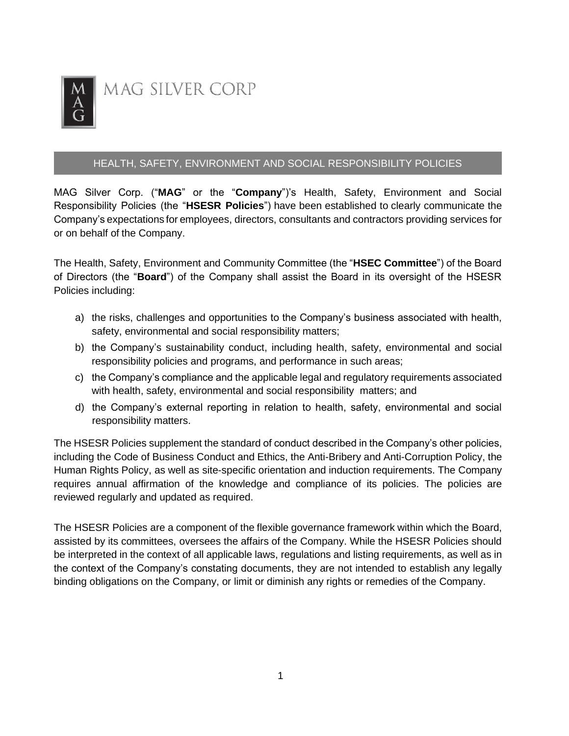MAG SILVER CORP

# HEALTH, SAFETY, ENVIRONMENT AND SOCIAL RESPONSIBILITY POLICIES

MAG Silver Corp. ("**MAG**" or the "**Company**")'s Health, Safety, Environment and Social Responsibility Policies (the "**HSESR Policies**") have been established to clearly communicate the Company's expectations for employees, directors, consultants and contractors providing services for or on behalf of the Company.

The Health, Safety, Environment and Community Committee (the "**HSEC Committee**") of the Board of Directors (the "**Board**") of the Company shall assist the Board in its oversight of the HSESR Policies including:

a) the risks, challenges and opportunities to the Company's business associated with health, safety, environmental and social responsibility matters;
b) the Company's sustainability conduct, including health, safety, environmental and social responsibility policies and programs, and performance in such areas;
c) the Company's compliance and the applicable legal and regulatory requirements associated with health, safety, environmental and social responsibility matters; and
d) the Company's external reporting in relation to health, safety, environmental and social responsibility matters.

The HSESR Policies supplement the standard of conduct described in the Company's other policies, including the Code of Business Conduct and Ethics, the Anti-Bribery and Anti-Corruption Policy, the Human Rights Policy, as well as site-specific orientation and induction requirements. The Company requires annual affirmation of the knowledge and compliance of its policies. The policies are reviewed regularly and updated as required.

The HSESR Policies are a component of the flexible governance framework within which the Board, assisted by its committees, oversees the affairs of the Company. While the HSESR Policies should be interpreted in the context of all applicable laws, regulations and listing requirements, as well as in the context of the Company's constating documents, they are not intended to establish any legally binding obligations on the Company, or limit or diminish any rights or remedies of the Company.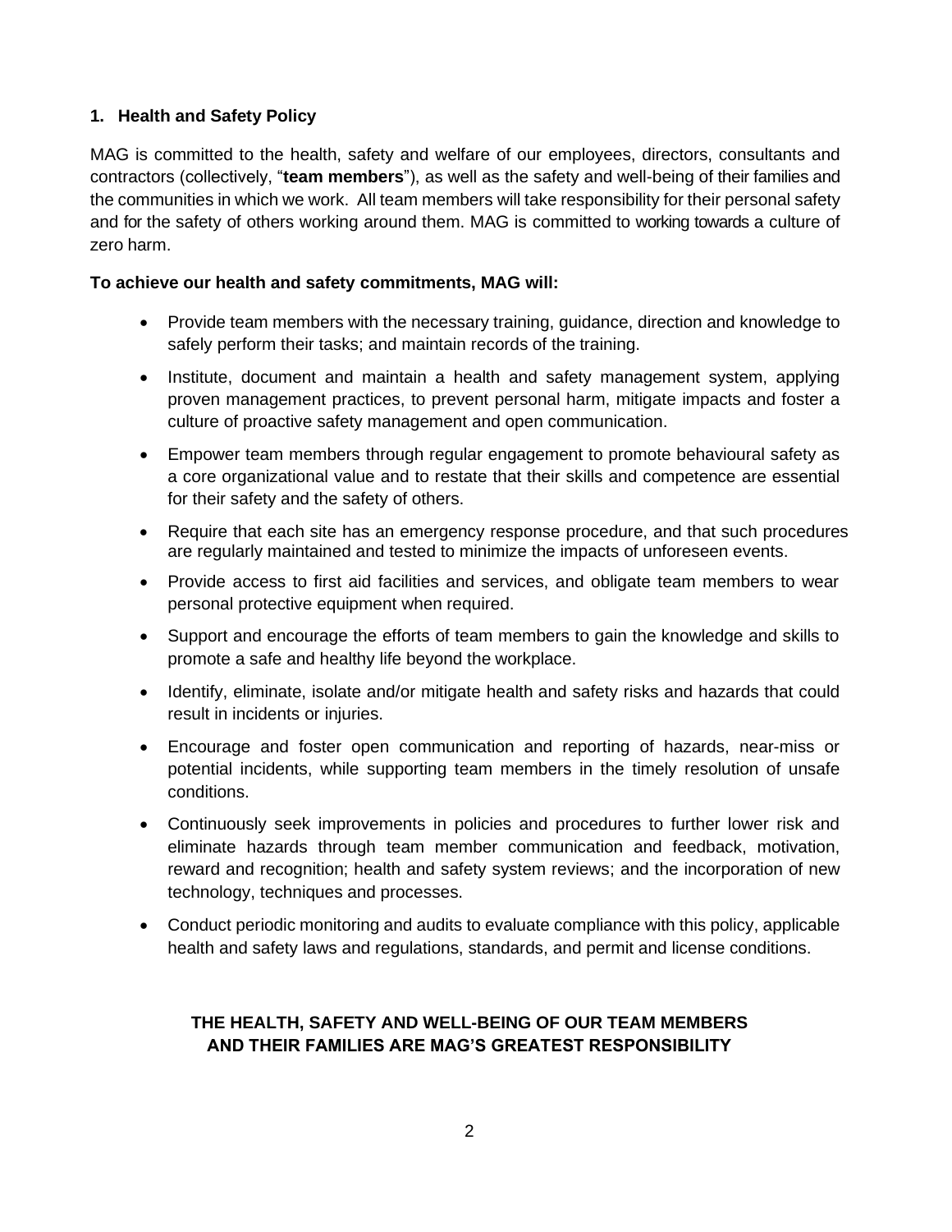## 1. Health and Safety Policy

MAG is committed to the health, safety and welfare of our employees, directors, consultants and contractors (collectively, "**team members**"), as well as the safety and well-being of their families and the communities in which we work. All team members will take responsibility for their personal safety and for the safety of others working around them. MAG is committed to working towards a culture of zero harm.

**To achieve our health and safety commitments, MAG will:**

- Provide team members with the necessary training, guidance, direction and knowledge to safely perform their tasks; and maintain records of the training.
- Institute, document and maintain a health and safety management system, applying proven management practices, to prevent personal harm, mitigate impacts and foster a culture of proactive safety management and open communication.
- Empower team members through regular engagement to promote behavioural safety as a core organizational value and to restate that their skills and competence are essential for their safety and the safety of others.
- Require that each site has an emergency response procedure, and that such procedures are regularly maintained and tested to minimize the impacts of unforeseen events.
- Provide access to first aid facilities and services, and obligate team members to wear personal protective equipment when required.
- Support and encourage the efforts of team members to gain the knowledge and skills to promote a safe and healthy life beyond the workplace.
- Identify, eliminate, isolate and/or mitigate health and safety risks and hazards that could result in incidents or injuries.
- Encourage and foster open communication and reporting of hazards, near-miss or potential incidents, while supporting team members in the timely resolution of unsafe conditions.
- Continuously seek improvements in policies and procedures to further lower risk and eliminate hazards through team member communication and feedback, motivation, reward and recognition; health and safety system reviews; and the incorporation of new technology, techniques and processes.
- Conduct periodic monitoring and audits to evaluate compliance with this policy, applicable health and safety laws and regulations, standards, and permit and license conditions.

**THE HEALTH, SAFETY AND WELL-BEING OF OUR TEAM MEMBERS AND THEIR FAMILIES ARE MAG'S GREATEST RESPONSIBILITY**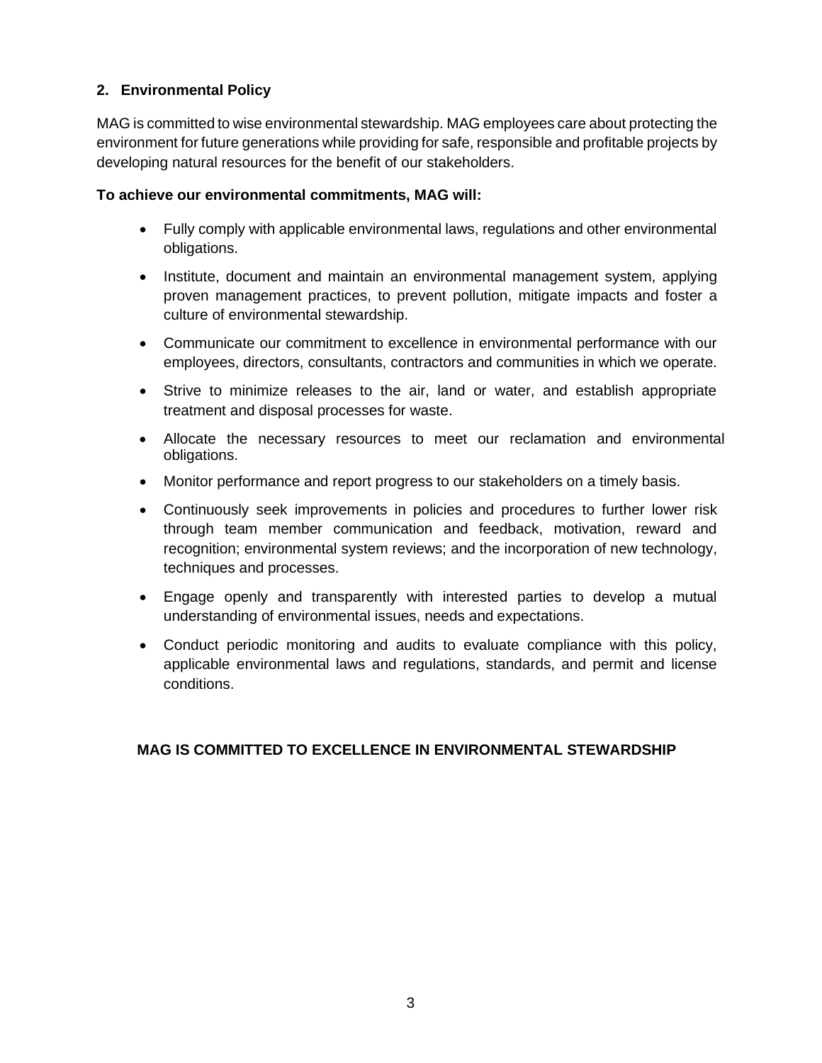## 2. Environmental Policy

MAG is committed to wise environmental stewardship. MAG employees care about protecting the environment for future generations while providing for safe, responsible and profitable projects by developing natural resources for the benefit of our stakeholders.

**To achieve our environmental commitments, MAG will:**

- Fully comply with applicable environmental laws, regulations and other environmental obligations.
- Institute, document and maintain an environmental management system, applying proven management practices, to prevent pollution, mitigate impacts and foster a culture of environmental stewardship.
- Communicate our commitment to excellence in environmental performance with our employees, directors, consultants, contractors and communities in which we operate.
- Strive to minimize releases to the air, land or water, and establish appropriate treatment and disposal processes for waste.
- Allocate the necessary resources to meet our reclamation and environmental obligations.
- Monitor performance and report progress to our stakeholders on a timely basis.
- Continuously seek improvements in policies and procedures to further lower risk through team member communication and feedback, motivation, reward and recognition; environmental system reviews; and the incorporation of new technology, techniques and processes.
- Engage openly and transparently with interested parties to develop a mutual understanding of environmental issues, needs and expectations.
- Conduct periodic monitoring and audits to evaluate compliance with this policy, applicable environmental laws and regulations, standards, and permit and license conditions.

**MAG IS COMMITTED TO EXCELLENCE IN ENVIRONMENTAL STEWARDSHIP**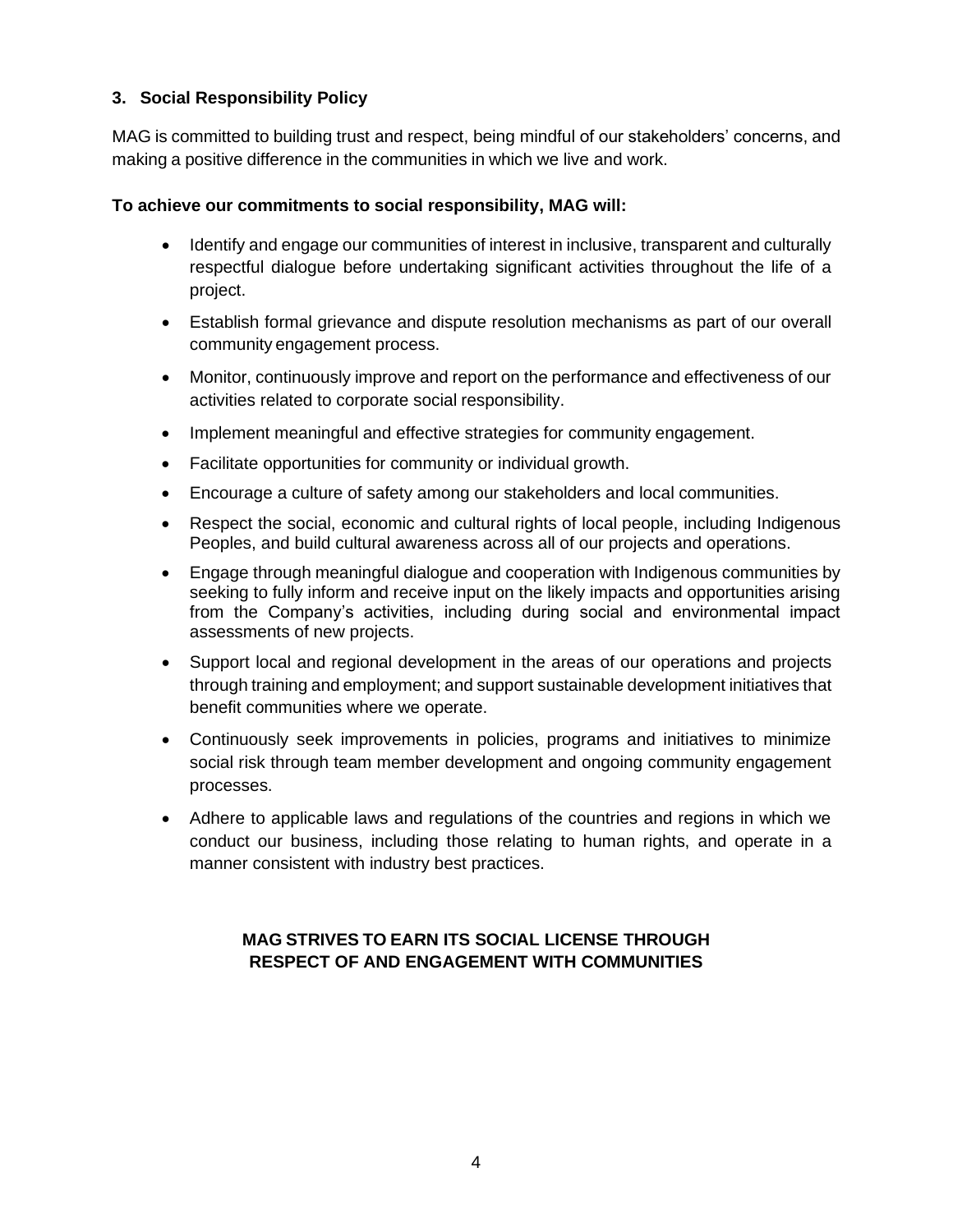### 3. Social Responsibility Policy

MAG is committed to building trust and respect, being mindful of our stakeholders' concerns, and making a positive difference in the communities in which we live and work.

**To achieve our commitments to social responsibility, MAG will:**

- Identify and engage our communities of interest in inclusive, transparent and culturally respectful dialogue before undertaking significant activities throughout the life of a project.
- Establish formal grievance and dispute resolution mechanisms as part of our overall community engagement process.
- Monitor, continuously improve and report on the performance and effectiveness of our activities related to corporate social responsibility.
- Implement meaningful and effective strategies for community engagement.
- Facilitate opportunities for community or individual growth.
- Encourage a culture of safety among our stakeholders and local communities.
- Respect the social, economic and cultural rights of local people, including Indigenous Peoples, and build cultural awareness across all of our projects and operations.
- Engage through meaningful dialogue and cooperation with Indigenous communities by seeking to fully inform and receive input on the likely impacts and opportunities arising from the Company's activities, including during social and environmental impact assessments of new projects.
- Support local and regional development in the areas of our operations and projects through training and employment; and support sustainable development initiatives that benefit communities where we operate.
- Continuously seek improvements in policies, programs and initiatives to minimize social risk through team member development and ongoing community engagement processes.
- Adhere to applicable laws and regulations of the countries and regions in which we conduct our business, including those relating to human rights, and operate in a manner consistent with industry best practices.

**MAG STRIVES TO EARN ITS SOCIAL LICENSE THROUGH RESPECT OF AND ENGAGEMENT WITH COMMUNITIES**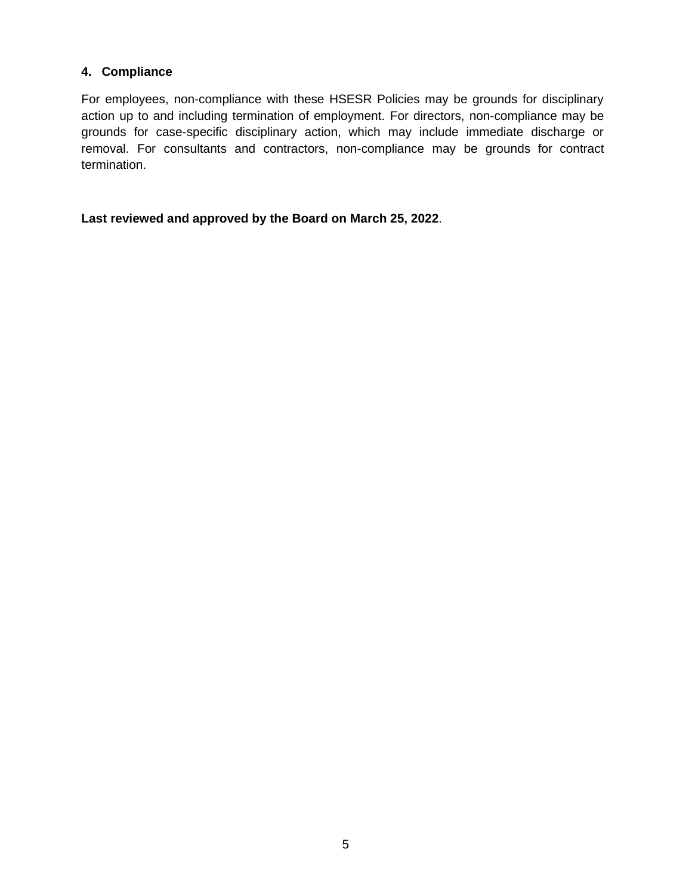## 4. Compliance

For employees, non-compliance with these HSESR Policies may be grounds for disciplinary action up to and including termination of employment. For directors, non-compliance may be grounds for case-specific disciplinary action, which may include immediate discharge or removal. For consultants and contractors, non-compliance may be grounds for contract termination.

**Last reviewed and approved by the Board on March 25, 2022**.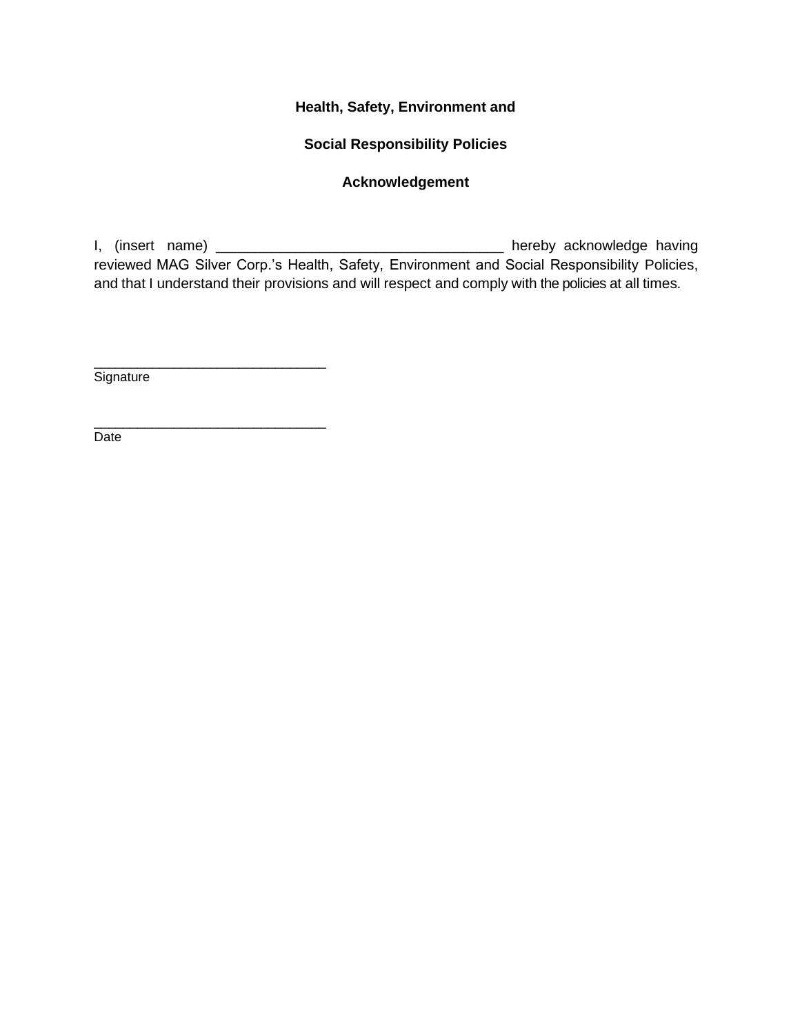**Health, Safety, Environment and**

**Social Responsibility Policies**

**Acknowledgement**

I, (insert name) ____________________________________ hereby acknowledge having reviewed MAG Silver Corp.'s Health, Safety, Environment and Social Responsibility Policies, and that I understand their provisions and will respect and comply with the policies at all times.

_______________________________
Signature

_______________________________
Date